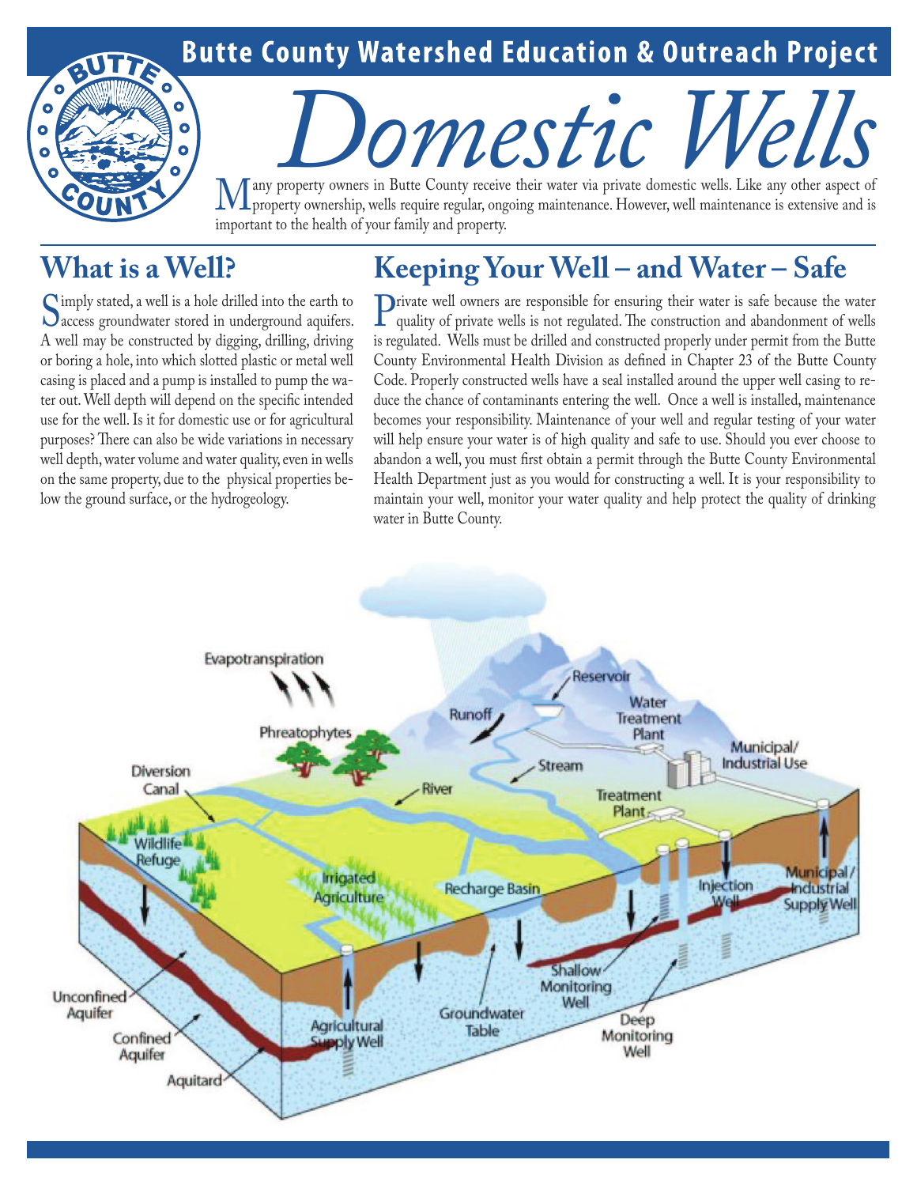**Butte County Watershed Education & Outreach Project**

# Domestic Wells

Many property owners in Butte County receive their water via private domestic wells. Like any other aspect of property ownership, wells require regular, ongoing maintenance. However, well maintenance is extensive and is important to the health of your family and property.

## What is a Well?

Simply stated, a well is a hole drilled into the earth to access groundwater stored in underground aquifers. A well may be constructed by digging, drilling, driving or boring a hole, into which slotted plastic or metal well casing is placed and a pump is installed to pump the water out. Well depth will depend on the specific intended use for the well. Is it for domestic use or for agricultural purposes? There can also be wide variations in necessary well depth, water volume and water quality, even in wells on the same property, due to the physical properties below the ground surface, or the hydrogeology.

## Keeping Your Well – and Water – Safe

Private well owners are responsible for ensuring their water is safe because the water quality of private wells is not regulated. The construction and abandonment of wells is regulated. Wells must be drilled and constructed properly under permit from the Butte County Environmental Health Division as defined in Chapter 23 of the Butte County Code. Properly constructed wells have a seal installed around the upper well casing to reduce the chance of contaminants entering the well. Once a well is installed, maintenance becomes your responsibility. Maintenance of your well and regular testing of your water will help ensure your water is of high quality and safe to use. Should you ever choose to abandon a well, you must first obtain a permit through the Butte County Environmental Health Department just as you would for constructing a well. It is your responsibility to maintain your well, monitor your water quality and help protect the quality of drinking water in Butte County.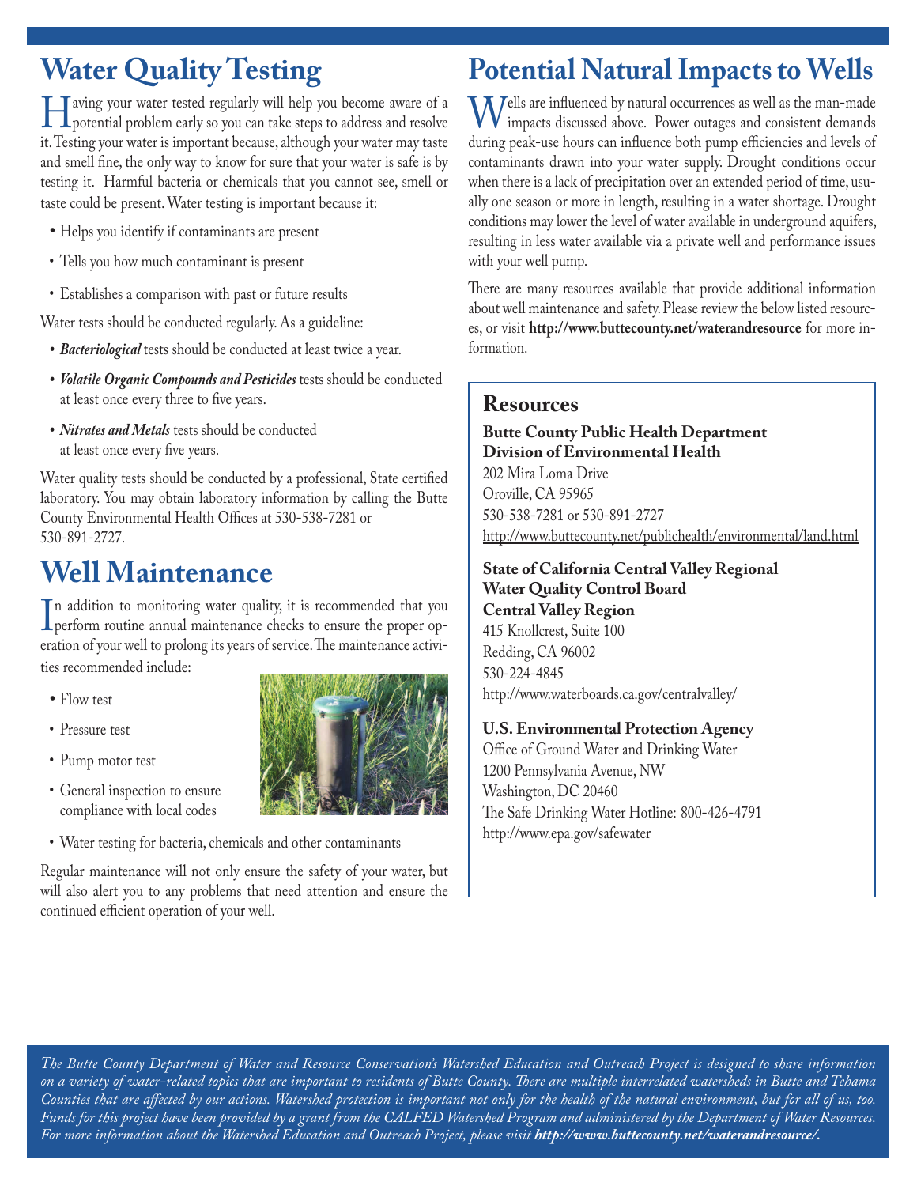## Water Quality Testing

Having your water tested regularly will help you become aware of a potential problem early so you can take steps to address and resolve it. Testing your water is important because, although your water may taste and smell fine, the only way to know for sure that your water is safe is by testing it. Harmful bacteria or chemicals that you cannot see, smell or taste could be present. Water testing is important because it:

- Helps you identify if contaminants are present
- Tells you how much contaminant is present
- Establishes a comparison with past or future results

Water tests should be conducted regularly. As a guideline:

- ***Bacteriological*** tests should be conducted at least twice a year.
- ***Volatile Organic Compounds and Pesticides*** tests should be conducted at least once every three to five years.
- ***Nitrates and Metals*** tests should be conducted at least once every five years.

Water quality tests should be conducted by a professional, State certified laboratory. You may obtain laboratory information by calling the Butte County Environmental Health Offices at 530-538-7281 or 530-891-2727.

## Well Maintenance

In addition to monitoring water quality, it is recommended that you perform routine annual maintenance checks to ensure the proper operation of your well to prolong its years of service. The maintenance activities recommended include:

- Flow test
- Pressure test
- Pump motor test
- General inspection to ensure compliance with local codes
- Water testing for bacteria, chemicals and other contaminants

Regular maintenance will not only ensure the safety of your water, but will also alert you to any problems that need attention and ensure the continued efficient operation of your well.

## Potential Natural Impacts to Wells

Wells are influenced by natural occurrences as well as the man-made impacts discussed above. Power outages and consistent demands during peak-use hours can influence both pump efficiencies and levels of contaminants drawn into your water supply. Drought conditions occur when there is a lack of precipitation over an extended period of time, usually one season or more in length, resulting in a water shortage. Drought conditions may lower the level of water available in underground aquifers, resulting in less water available via a private well and performance issues with your well pump.

There are many resources available that provide additional information about well maintenance and safety. Please review the below listed resources, or visit **http://www.buttecounty.net/waterandresource** for more information.

### Resources

**Butte County Public Health Department**
**Division of Environmental Health**
202 Mira Loma Drive
Oroville, CA 95965
530-538-7281 or 530-891-2727
http://www.buttecounty.net/publichealth/environmental/land.html

**State of California Central Valley Regional Water Quality Control Board**
**Central Valley Region**
415 Knollcrest, Suite 100
Redding, CA 96002
530-224-4845
http://www.waterboards.ca.gov/centralvalley/

**U.S. Environmental Protection Agency**
Office of Ground Water and Drinking Water
1200 Pennsylvania Avenue, NW
Washington, DC 20460
The Safe Drinking Water Hotline: 800-426-4791
http://www.epa.gov/safewater

*The Butte County Department of Water and Resource Conservation's Watershed Education and Outreach Project is designed to share information on a variety of water-related topics that are important to residents of Butte County. There are multiple interrelated watersheds in Butte and Tehama Counties that are affected by our actions. Watershed protection is important not only for the health of the natural environment, but for all of us, too. Funds for this project have been provided by a grant from the CALFED Watershed Program and administered by the Department of Water Resources. For more information about the Watershed Education and Outreach Project, please visit **http://www.buttecounty.net/waterandresource/**.*